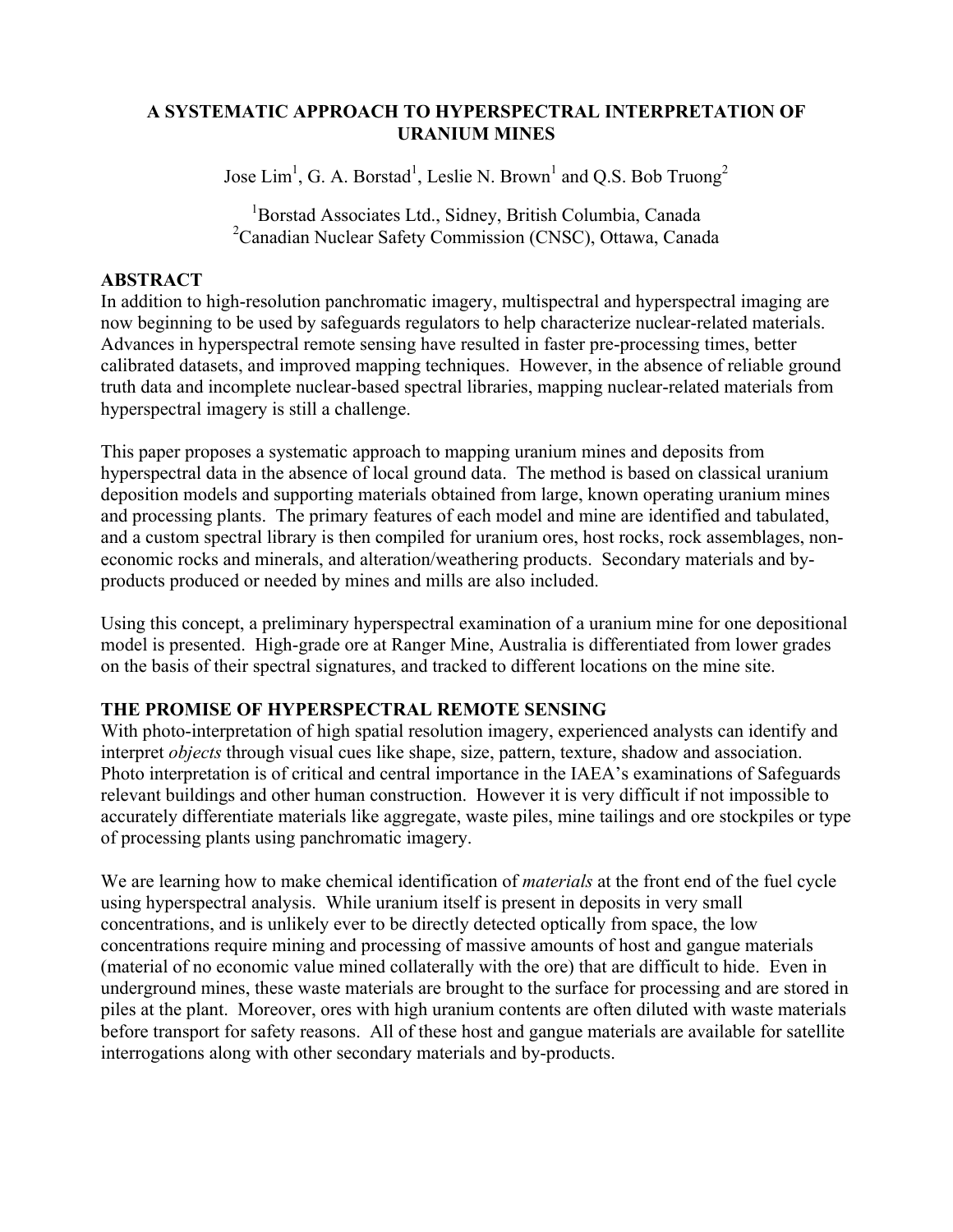# A SYSTEMATIC APPROACH TO HYPERSPECTRAL INTERPRETATION OF URANIUM MINES

Jose Lim[1], G. A. Borstad[1], Leslie N. Brown[1] and Q.S. Bob Truong[2]

[1]Borstad Associates Ltd., Sidney, British Columbia, Canada
[2]Canadian Nuclear Safety Commission (CNSC), Ottawa, Canada

## ABSTRACT

In addition to high-resolution panchromatic imagery, multispectral and hyperspectral imaging are now beginning to be used by safeguards regulators to help characterize nuclear-related materials. Advances in hyperspectral remote sensing have resulted in faster pre-processing times, better calibrated datasets, and improved mapping techniques. However, in the absence of reliable ground truth data and incomplete nuclear-based spectral libraries, mapping nuclear-related materials from hyperspectral imagery is still a challenge.

This paper proposes a systematic approach to mapping uranium mines and deposits from hyperspectral data in the absence of local ground data. The method is based on classical uranium deposition models and supporting materials obtained from large, known operating uranium mines and processing plants. The primary features of each model and mine are identified and tabulated, and a custom spectral library is then compiled for uranium ores, host rocks, rock assemblages, non-economic rocks and minerals, and alteration/weathering products. Secondary materials and by-products produced or needed by mines and mills are also included.

Using this concept, a preliminary hyperspectral examination of a uranium mine for one depositional model is presented. High-grade ore at Ranger Mine, Australia is differentiated from lower grades on the basis of their spectral signatures, and tracked to different locations on the mine site.

## THE PROMISE OF HYPERSPECTRAL REMOTE SENSING

With photo-interpretation of high spatial resolution imagery, experienced analysts can identify and interpret *objects* through visual cues like shape, size, pattern, texture, shadow and association. Photo interpretation is of critical and central importance in the IAEA's examinations of Safeguards relevant buildings and other human construction. However it is very difficult if not impossible to accurately differentiate materials like aggregate, waste piles, mine tailings and ore stockpiles or type of processing plants using panchromatic imagery.

We are learning how to make chemical identification of *materials* at the front end of the fuel cycle using hyperspectral analysis. While uranium itself is present in deposits in very small concentrations, and is unlikely ever to be directly detected optically from space, the low concentrations require mining and processing of massive amounts of host and gangue materials (material of no economic value mined collaterally with the ore) that are difficult to hide. Even in underground mines, these waste materials are brought to the surface for processing and are stored in piles at the plant. Moreover, ores with high uranium contents are often diluted with waste materials before transport for safety reasons. All of these host and gangue materials are available for satellite interrogations along with other secondary materials and by-products.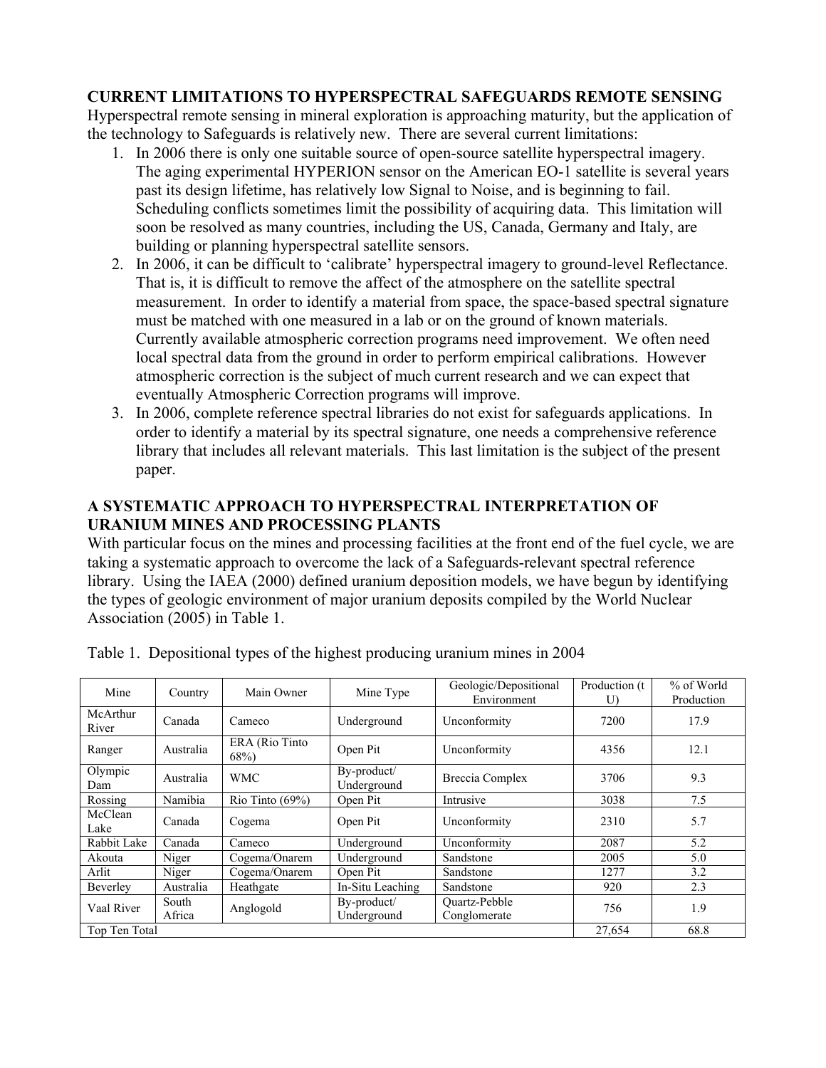## CURRENT LIMITATIONS TO HYPERSPECTRAL SAFEGUARDS REMOTE SENSING

Hyperspectral remote sensing in mineral exploration is approaching maturity, but the application of the technology to Safeguards is relatively new. There are several current limitations:

1. In 2006 there is only one suitable source of open-source satellite hyperspectral imagery. The aging experimental HYPERION sensor on the American EO-1 satellite is several years past its design lifetime, has relatively low Signal to Noise, and is beginning to fail. Scheduling conflicts sometimes limit the possibility of acquiring data. This limitation will soon be resolved as many countries, including the US, Canada, Germany and Italy, are building or planning hyperspectral satellite sensors.
2. In 2006, it can be difficult to 'calibrate' hyperspectral imagery to ground-level Reflectance. That is, it is difficult to remove the affect of the atmosphere on the satellite spectral measurement. In order to identify a material from space, the space-based spectral signature must be matched with one measured in a lab or on the ground of known materials. Currently available atmospheric correction programs need improvement. We often need local spectral data from the ground in order to perform empirical calibrations. However atmospheric correction is the subject of much current research and we can expect that eventually Atmospheric Correction programs will improve.
3. In 2006, complete reference spectral libraries do not exist for safeguards applications. In order to identify a material by its spectral signature, one needs a comprehensive reference library that includes all relevant materials. This last limitation is the subject of the present paper.

## A SYSTEMATIC APPROACH TO HYPERSPECTRAL INTERPRETATION OF URANIUM MINES AND PROCESSING PLANTS

With particular focus on the mines and processing facilities at the front end of the fuel cycle, we are taking a systematic approach to overcome the lack of a Safeguards-relevant spectral reference library. Using the IAEA (2000) defined uranium deposition models, we have begun by identifying the types of geologic environment of major uranium deposits compiled by the World Nuclear Association (2005) in Table 1.

Table 1. Depositional types of the highest producing uranium mines in 2004

| Mine | Country | Main Owner | Mine Type | Geologic/Depositional Environment | Production (t U) | % of World Production |
|---|---|---|---|---|---|---|
| McArthur River | Canada | Cameco | Underground | Unconformity | 7200 | 17.9 |
| Ranger | Australia | ERA (Rio Tinto 68%) | Open Pit | Unconformity | 4356 | 12.1 |
| Olympic Dam | Australia | WMC | By-product/ Underground | Breccia Complex | 3706 | 9.3 |
| Rossing | Namibia | Rio Tinto (69%) | Open Pit | Intrusive | 3038 | 7.5 |
| McClean Lake | Canada | Cogema | Open Pit | Unconformity | 2310 | 5.7 |
| Rabbit Lake | Canada | Cameco | Underground | Unconformity | 2087 | 5.2 |
| Akouta | Niger | Cogema/Onarem | Underground | Sandstone | 2005 | 5.0 |
| Arlit | Niger | Cogema/Onarem | Open Pit | Sandstone | 1277 | 3.2 |
| Beverley | Australia | Heathgate | In-Situ Leaching | Sandstone | 920 | 2.3 |
| Vaal River | South Africa | Anglogold | By-product/ Underground | Quartz-Pebble Conglomerate | 756 | 1.9 |
| Top Ten Total | | | | | 27,654 | 68.8 |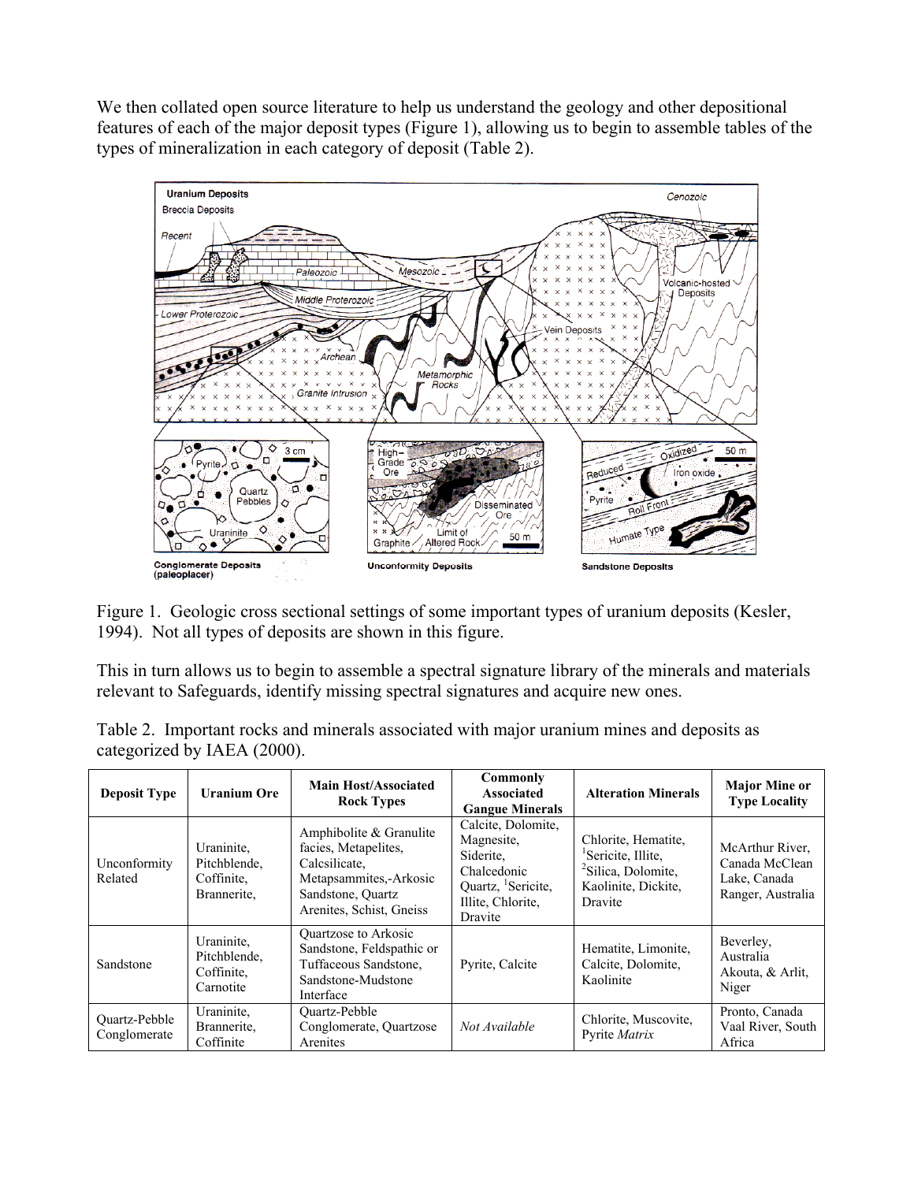We then collated open source literature to help us understand the geology and other depositional features of each of the major deposit types (Figure 1), allowing us to begin to assemble tables of the types of mineralization in each category of deposit (Table 2).

Figure 1. Geologic cross sectional settings of some important types of uranium deposits (Kesler, 1994). Not all types of deposits are shown in this figure.

This in turn allows us to begin to assemble a spectral signature library of the minerals and materials relevant to Safeguards, identify missing spectral signatures and acquire new ones.

Table 2. Important rocks and minerals associated with major uranium mines and deposits as categorized by IAEA (2000).

| Deposit Type | Uranium Ore | Main Host/Associated Rock Types | Commonly Associated Gangue Minerals | Alteration Minerals | Major Mine or Type Locality |
|---|---|---|---|---|---|
| Unconformity Related | Uraninite, Pitchblende, Coffinite, Brannerite, | Amphibolite & Granulite facies, Metapelites, Calcsilicate, Metapsammites,-Arkosic Sandstone, Quartz Arenites, Schist, Gneiss | Calcite, Dolomite, Magnesite, Siderite, Chalcedonic Quartz, [1]Sericite, Illite, Chlorite, Dravite | Chlorite, Hematite, [1]Sericite, Illite, [2]Silica, Dolomite, Kaolinite, Dickite, Dravite | McArthur River, Canada McClean Lake, Canada Ranger, Australia |
| Sandstone | Uraninite, Pitchblende, Coffinite, Carnotite | Quartzose to Arkosic Sandstone, Feldspathic or Tuffaceous Sandstone, Sandstone-Mudstone Interface | Pyrite, Calcite | Hematite, Limonite, Calcite, Dolomite, Kaolinite | Beverley, Australia Akouta, & Arlit, Niger |
| Quartz-Pebble Conglomerate | Uraninite, Brannerite, Coffinite | Quartz-Pebble Conglomerate, Quartzose Arenites | *Not Available* | Chlorite, Muscovite, Pyrite *Matrix* | Pronto, Canada Vaal River, South Africa |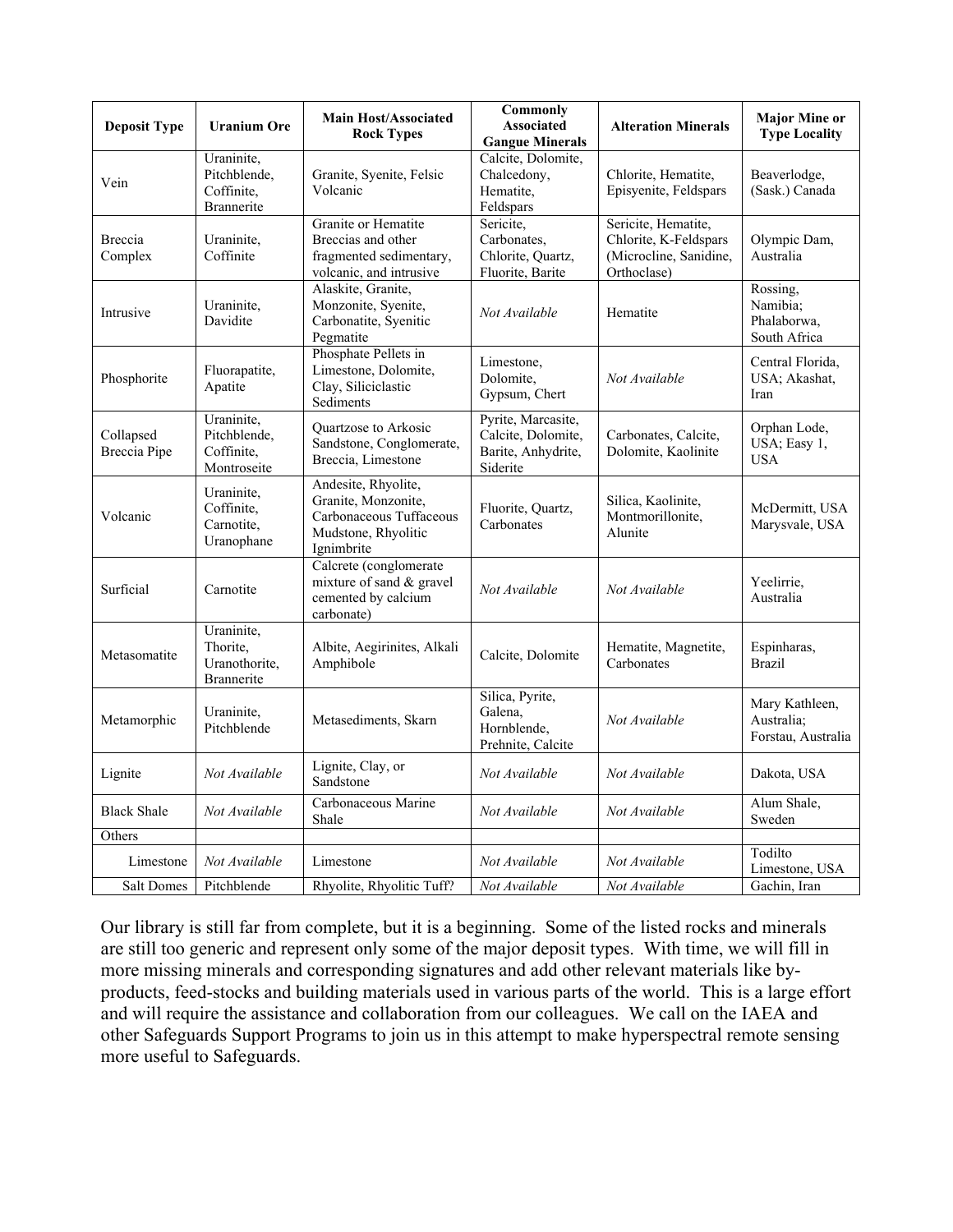| Deposit Type | Uranium Ore | Main Host/Associated Rock Types | Commonly Associated Gangue Minerals | Alteration Minerals | Major Mine or Type Locality |
|---|---|---|---|---|---|
| Vein | Uraninite, Pitchblende, Coffinite, Brannerite | Granite, Syenite, Felsic Volcanic | Calcite, Dolomite, Chalcedony, Hematite, Feldspars | Chlorite, Hematite, Episyenite, Feldspars | Beaverlodge, (Sask.) Canada |
| Breccia Complex | Uraninite, Coffinite | Granite or Hematite Breccias and other fragmented sedimentary, volcanic, and intrusive | Sericite, Carbonates, Chlorite, Quartz, Fluorite, Barite | Sericite, Hematite, Chlorite, K-Feldspars (Microcline, Sanidine, Orthoclase) | Olympic Dam, Australia |
| Intrusive | Uraninite, Davidite | Alaskite, Granite, Monzonite, Syenite, Carbonatite, Syenitic Pegmatite | *Not Available* | Hematite | Rossing, Namibia; Phalaborwa, South Africa |
| Phosphorite | Fluorapatite, Apatite | Phosphate Pellets in Limestone, Dolomite, Clay, Siliciclastic Sediments | Limestone, Dolomite, Gypsum, Chert | *Not Available* | Central Florida, USA; Akashat, Iran |
| Collapsed Breccia Pipe | Uraninite, Pitchblende, Coffinite, Montroseite | Quartzose to Arkosic Sandstone, Conglomerate, Breccia, Limestone | Pyrite, Marcasite, Calcite, Dolomite, Barite, Anhydrite, Siderite | Carbonates, Calcite, Dolomite, Kaolinite | Orphan Lode, USA; Easy 1, USA |
| Volcanic | Uraninite, Coffinite, Carnotite, Uranophane | Andesite, Rhyolite, Granite, Monzonite, Carbonaceous Tuffaceous Mudstone, Rhyolitic Ignimbrite | Fluorite, Quartz, Carbonates | Silica, Kaolinite, Montmorillonite, Alunite | McDermitt, USA Marysvale, USA |
| Surficial | Carnotite | Calcrete (conglomerate mixture of sand & gravel cemented by calcium carbonate) | *Not Available* | *Not Available* | Yeelirrie, Australia |
| Metasomatite | Uraninite, Thorite, Uranothorite, Brannerite | Albite, Aegirinites, Alkali Amphibole | Calcite, Dolomite | Hematite, Magnetite, Carbonates | Espinharas, Brazil |
| Metamorphic | Uraninite, Pitchblende | Metasediments, Skarn | Silica, Pyrite, Galena, Hornblende, Prehnite, Calcite | *Not Available* | Mary Kathleen, Australia; Forstau, Australia |
| Lignite | *Not Available* | Lignite, Clay, or Sandstone | *Not Available* | *Not Available* | Dakota, USA |
| Black Shale | *Not Available* | Carbonaceous Marine Shale | *Not Available* | *Not Available* | Alum Shale, Sweden |
| Others | | | | | |
| Limestone | *Not Available* | Limestone | *Not Available* | *Not Available* | Todilto Limestone, USA |
| Salt Domes | Pitchblende | Rhyolite, Rhyolitic Tuff? | *Not Available* | *Not Available* | Gachin, Iran |

Our library is still far from complete, but it is a beginning. Some of the listed rocks and minerals are still too generic and represent only some of the major deposit types. With time, we will fill in more missing minerals and corresponding signatures and add other relevant materials like by-products, feed-stocks and building materials used in various parts of the world. This is a large effort and will require the assistance and collaboration from our colleagues. We call on the IAEA and other Safeguards Support Programs to join us in this attempt to make hyperspectral remote sensing more useful to Safeguards.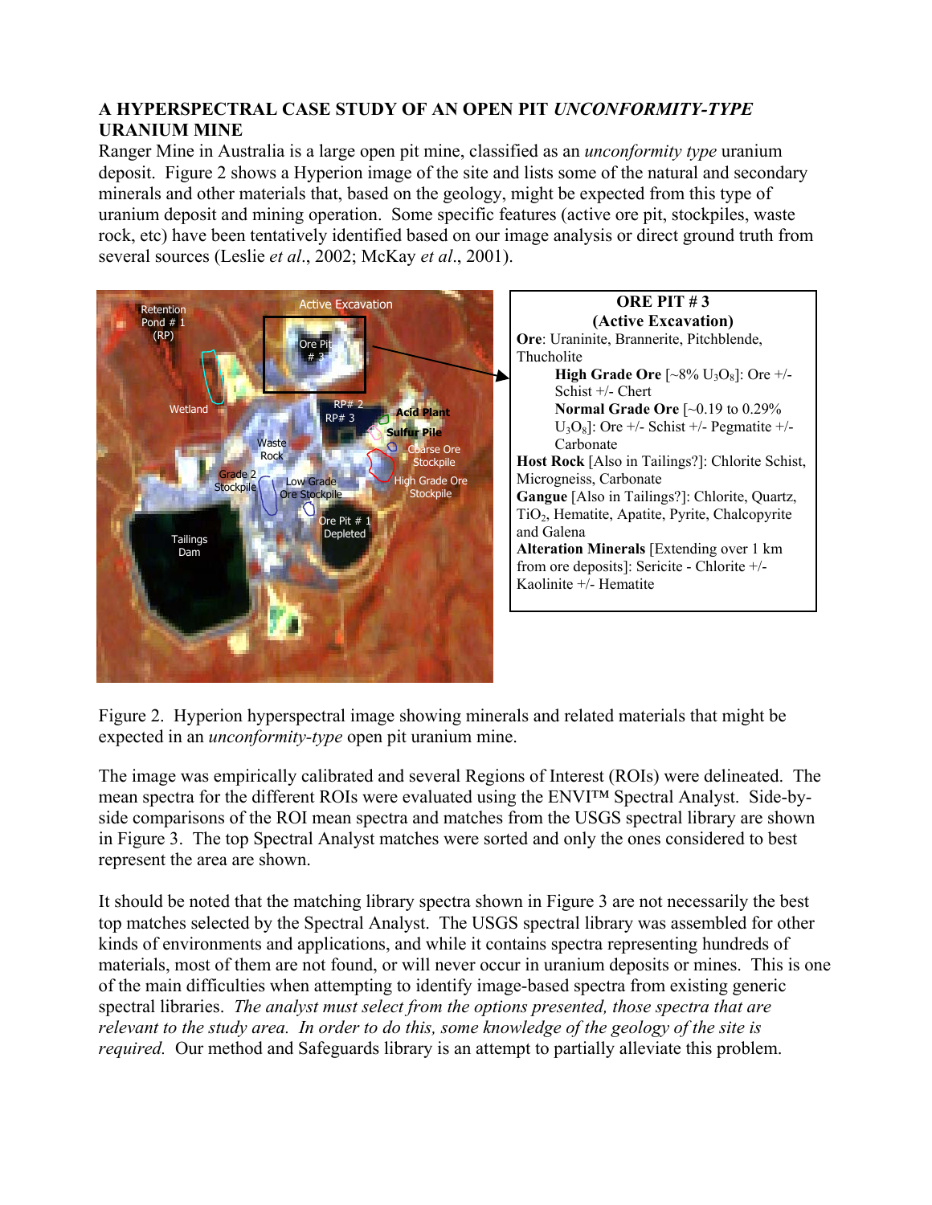## A HYPERSPECTRAL CASE STUDY OF AN OPEN PIT *UNCONFORMITY-TYPE* URANIUM MINE

Ranger Mine in Australia is a large open pit mine, classified as an *unconformity type* uranium deposit. Figure 2 shows a Hyperion image of the site and lists some of the natural and secondary minerals and other materials that, based on the geology, might be expected from this type of uranium deposit and mining operation. Some specific features (active ore pit, stockpiles, waste rock, etc) have been tentatively identified based on our image analysis or direct ground truth from several sources (Leslie *et al*., 2002; McKay *et al*., 2001).

**ORE PIT # 3**
**(Active Excavation)**

**Ore**: Uraninite, Brannerite, Pitchblende, Thucholite

- **High Grade Ore** [~8% $U_3O_8$]: Ore +/- Schist +/- Chert
- **Normal Grade Ore** [~0.19 to 0.29% $U_3O_8$]: Ore +/- Schist +/- Pegmatite +/- Carbonate

**Host Rock** [Also in Tailings?]: Chlorite Schist, Microgneiss, Carbonate

**Gangue** [Also in Tailings?]: Chlorite, Quartz, $TiO_2$, Hematite, Apatite, Pyrite, Chalcopyrite and Galena

**Alteration Minerals** [Extending over 1 km from ore deposits]: Sericite - Chlorite +/- Kaolinite +/- Hematite

Figure 2. Hyperion hyperspectral image showing minerals and related materials that might be expected in an *unconformity-type* open pit uranium mine.

The image was empirically calibrated and several Regions of Interest (ROIs) were delineated. The mean spectra for the different ROIs were evaluated using the ENVI™ Spectral Analyst. Side-by-side comparisons of the ROI mean spectra and matches from the USGS spectral library are shown in Figure 3. The top Spectral Analyst matches were sorted and only the ones considered to best represent the area are shown.

It should be noted that the matching library spectra shown in Figure 3 are not necessarily the best top matches selected by the Spectral Analyst. The USGS spectral library was assembled for other kinds of environments and applications, and while it contains spectra representing hundreds of materials, most of them are not found, or will never occur in uranium deposits or mines. This is one of the main difficulties when attempting to identify image-based spectra from existing generic spectral libraries. *The analyst must select from the options presented, those spectra that are relevant to the study area. In order to do this, some knowledge of the geology of the site is required.* Our method and Safeguards library is an attempt to partially alleviate this problem.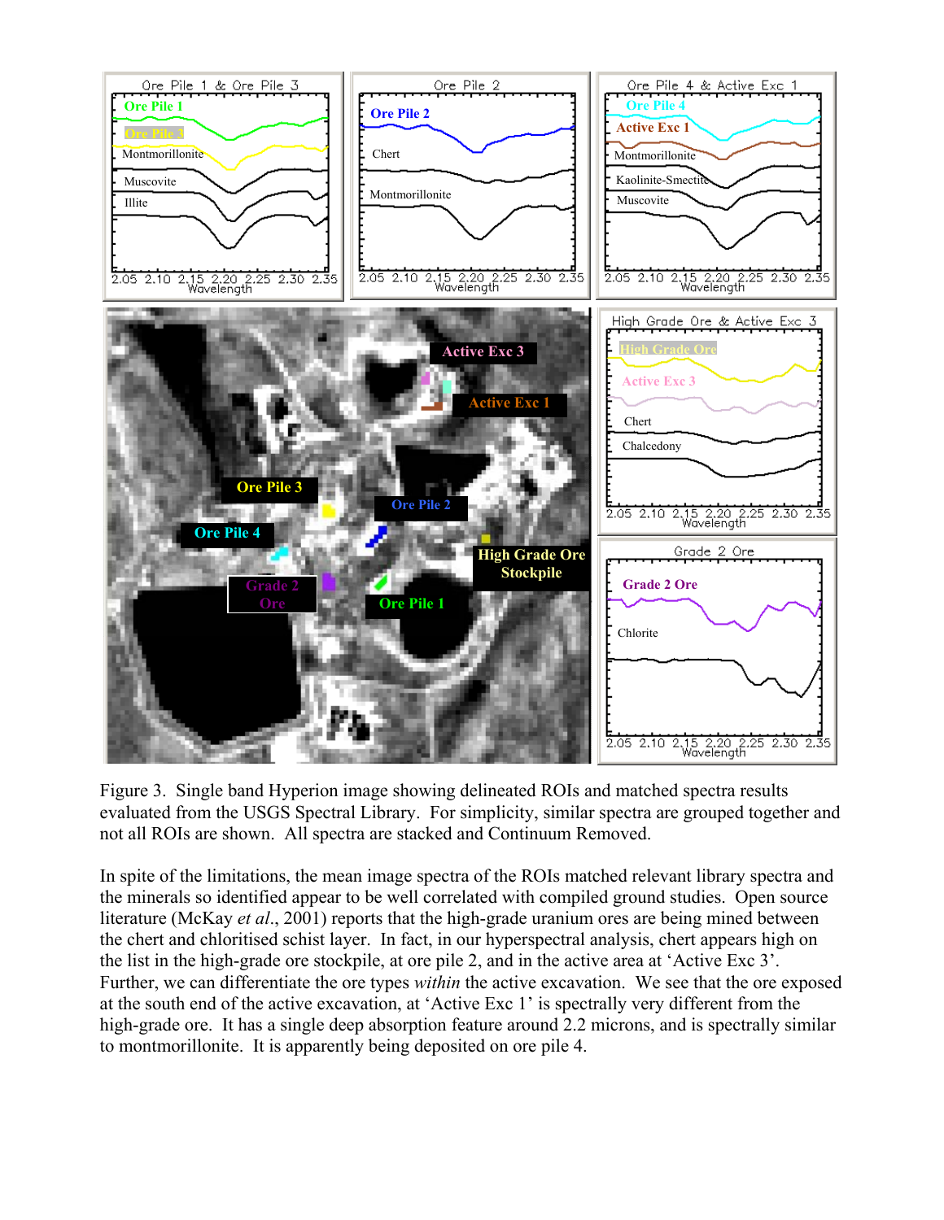Figure 3. Single band Hyperion image showing delineated ROIs and matched spectra results evaluated from the USGS Spectral Library. For simplicity, similar spectra are grouped together and not all ROIs are shown. All spectra are stacked and Continuum Removed.

In spite of the limitations, the mean image spectra of the ROIs matched relevant library spectra and the minerals so identified appear to be well correlated with compiled ground studies. Open source literature (McKay *et al*., 2001) reports that the high-grade uranium ores are being mined between the chert and chloritised schist layer. In fact, in our hyperspectral analysis, chert appears high on the list in the high-grade ore stockpile, at ore pile 2, and in the active area at 'Active Exc 3'. Further, we can differentiate the ore types *within* the active excavation. We see that the ore exposed at the south end of the active excavation, at 'Active Exc 1' is spectrally very different from the high-grade ore. It has a single deep absorption feature around 2.2 microns, and is spectrally similar to montmorillonite. It is apparently being deposited on ore pile 4.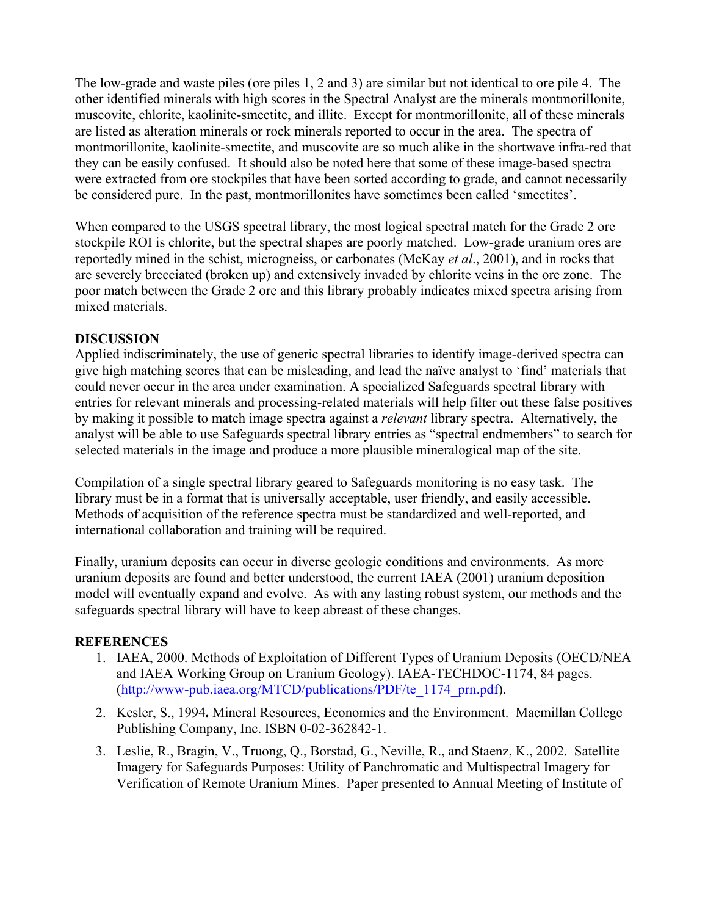The low-grade and waste piles (ore piles 1, 2 and 3) are similar but not identical to ore pile 4. The other identified minerals with high scores in the Spectral Analyst are the minerals montmorillonite, muscovite, chlorite, kaolinite-smectite, and illite. Except for montmorillonite, all of these minerals are listed as alteration minerals or rock minerals reported to occur in the area. The spectra of montmorillonite, kaolinite-smectite, and muscovite are so much alike in the shortwave infra-red that they can be easily confused. It should also be noted here that some of these image-based spectra were extracted from ore stockpiles that have been sorted according to grade, and cannot necessarily be considered pure. In the past, montmorillonites have sometimes been called 'smectites'.

When compared to the USGS spectral library, the most logical spectral match for the Grade 2 ore stockpile ROI is chlorite, but the spectral shapes are poorly matched. Low-grade uranium ores are reportedly mined in the schist, microgneiss, or carbonates (McKay *et al*., 2001), and in rocks that are severely brecciated (broken up) and extensively invaded by chlorite veins in the ore zone. The poor match between the Grade 2 ore and this library probably indicates mixed spectra arising from mixed materials.

## DISCUSSION

Applied indiscriminately, the use of generic spectral libraries to identify image-derived spectra can give high matching scores that can be misleading, and lead the naïve analyst to 'find' materials that could never occur in the area under examination. A specialized Safeguards spectral library with entries for relevant minerals and processing-related materials will help filter out these false positives by making it possible to match image spectra against a *relevant* library spectra. Alternatively, the analyst will be able to use Safeguards spectral library entries as "spectral endmembers" to search for selected materials in the image and produce a more plausible mineralogical map of the site.

Compilation of a single spectral library geared to Safeguards monitoring is no easy task. The library must be in a format that is universally acceptable, user friendly, and easily accessible. Methods of acquisition of the reference spectra must be standardized and well-reported, and international collaboration and training will be required.

Finally, uranium deposits can occur in diverse geologic conditions and environments. As more uranium deposits are found and better understood, the current IAEA (2001) uranium deposition model will eventually expand and evolve. As with any lasting robust system, our methods and the safeguards spectral library will have to keep abreast of these changes.

## REFERENCES

1. IAEA, 2000. Methods of Exploitation of Different Types of Uranium Deposits (OECD/NEA and IAEA Working Group on Uranium Geology). IAEA-TECHDOC-1174, 84 pages. (http://www-pub.iaea.org/MTCD/publications/PDF/te_1174_prn.pdf).
2. Kesler, S., 1994**.** Mineral Resources, Economics and the Environment. Macmillan College Publishing Company, Inc. ISBN 0-02-362842-1.
3. Leslie, R., Bragin, V., Truong, Q., Borstad, G., Neville, R., and Staenz, K., 2002. Satellite Imagery for Safeguards Purposes: Utility of Panchromatic and Multispectral Imagery for Verification of Remote Uranium Mines. Paper presented to Annual Meeting of Institute of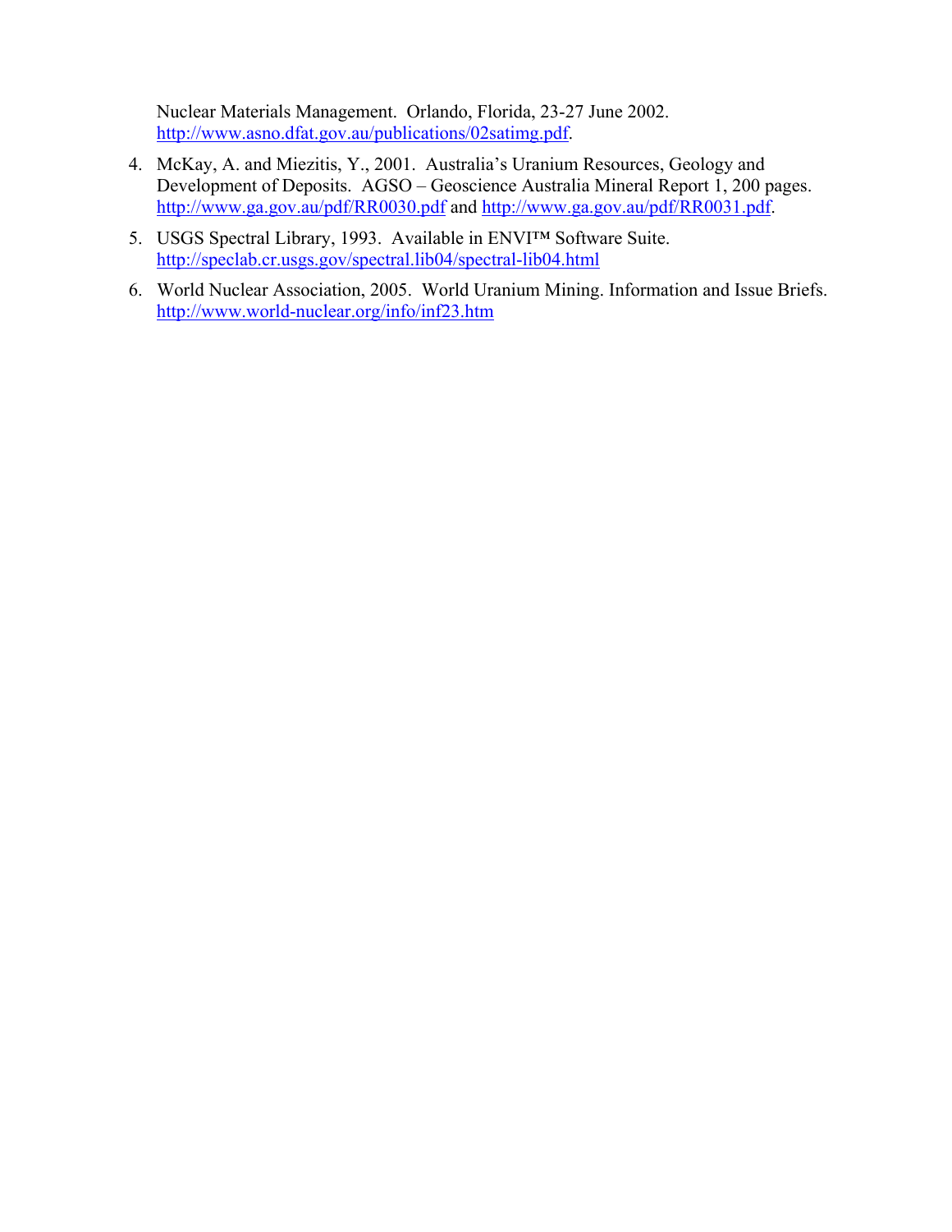Nuclear Materials Management. Orlando, Florida, 23-27 June 2002. http://www.asno.dfat.gov.au/publications/02satimg.pdf.

4. McKay, A. and Miezitis, Y., 2001. Australia's Uranium Resources, Geology and Development of Deposits. AGSO – Geoscience Australia Mineral Report 1, 200 pages. http://www.ga.gov.au/pdf/RR0030.pdf and http://www.ga.gov.au/pdf/RR0031.pdf.

5. USGS Spectral Library, 1993. Available in ENVI™ Software Suite. http://speclab.cr.usgs.gov/spectral.lib04/spectral-lib04.html

6. World Nuclear Association, 2005. World Uranium Mining. Information and Issue Briefs. http://www.world-nuclear.org/info/inf23.htm